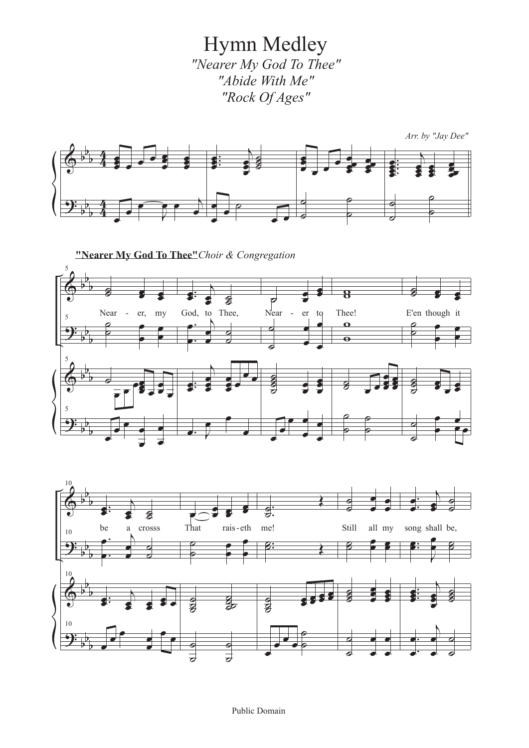# Hymn Medley

*"Nearer My God To Thee"*
*"Abide With Me"*
*"Rock Of Ages"*

*Arr. by "Jay Dee"*

**"Nearer My God To Thee"** *Choir & Congregation*

Near - er, my God, to Thee, Near - er to Thee! E'en though it be a crosss That rais - eth me! Still all my song shall be,

Public Domain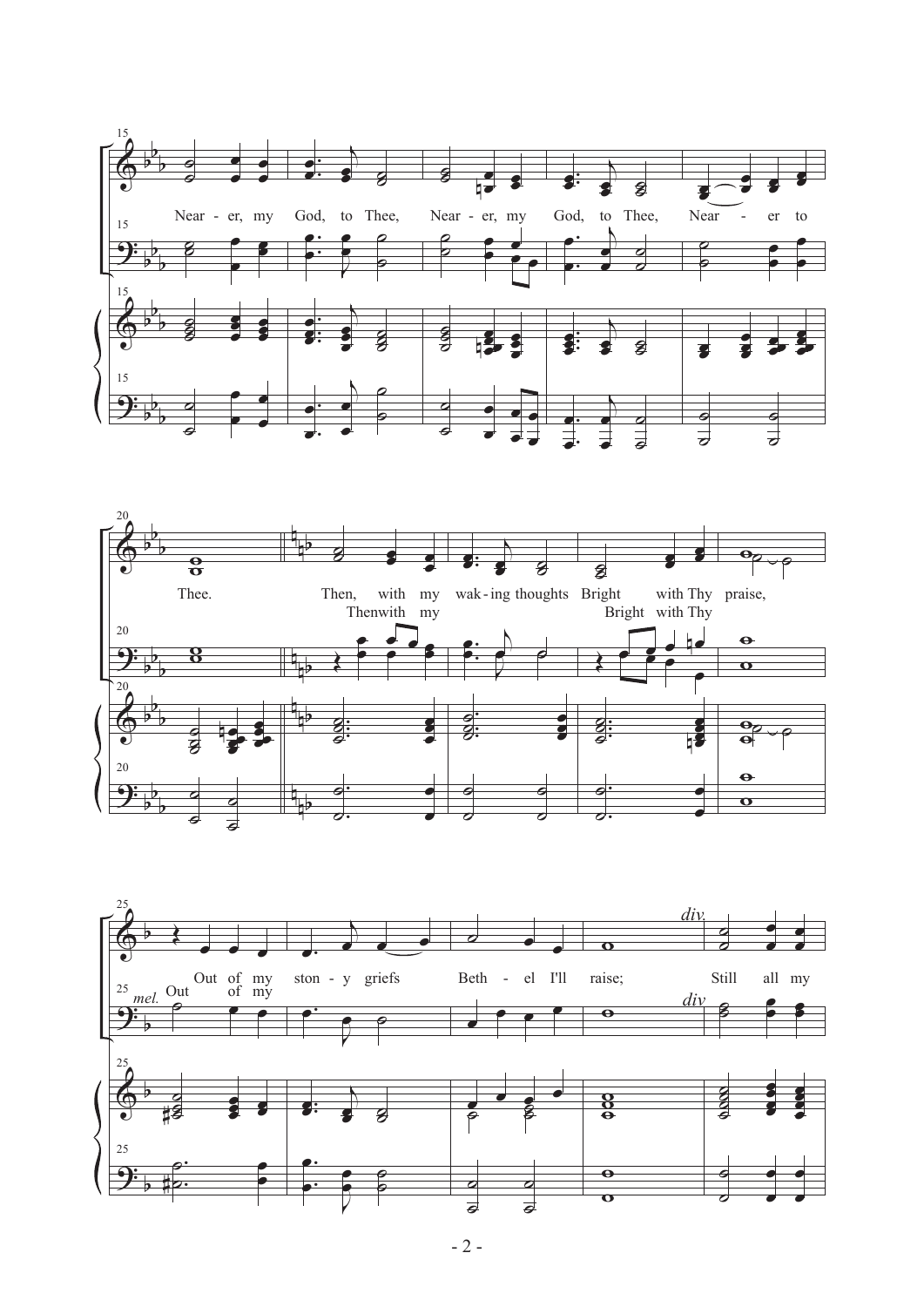Near - er, my God, to Thee, Near - er, my God, to Thee, Near - er to Thee.

Then, with my wak - ing thoughts Bright with Thy praise,

Then with my Bright with Thy

*div.*

Out of my ston - y griefs Beth - el I'll raise; Still all my

*mel.* Out of my

*div*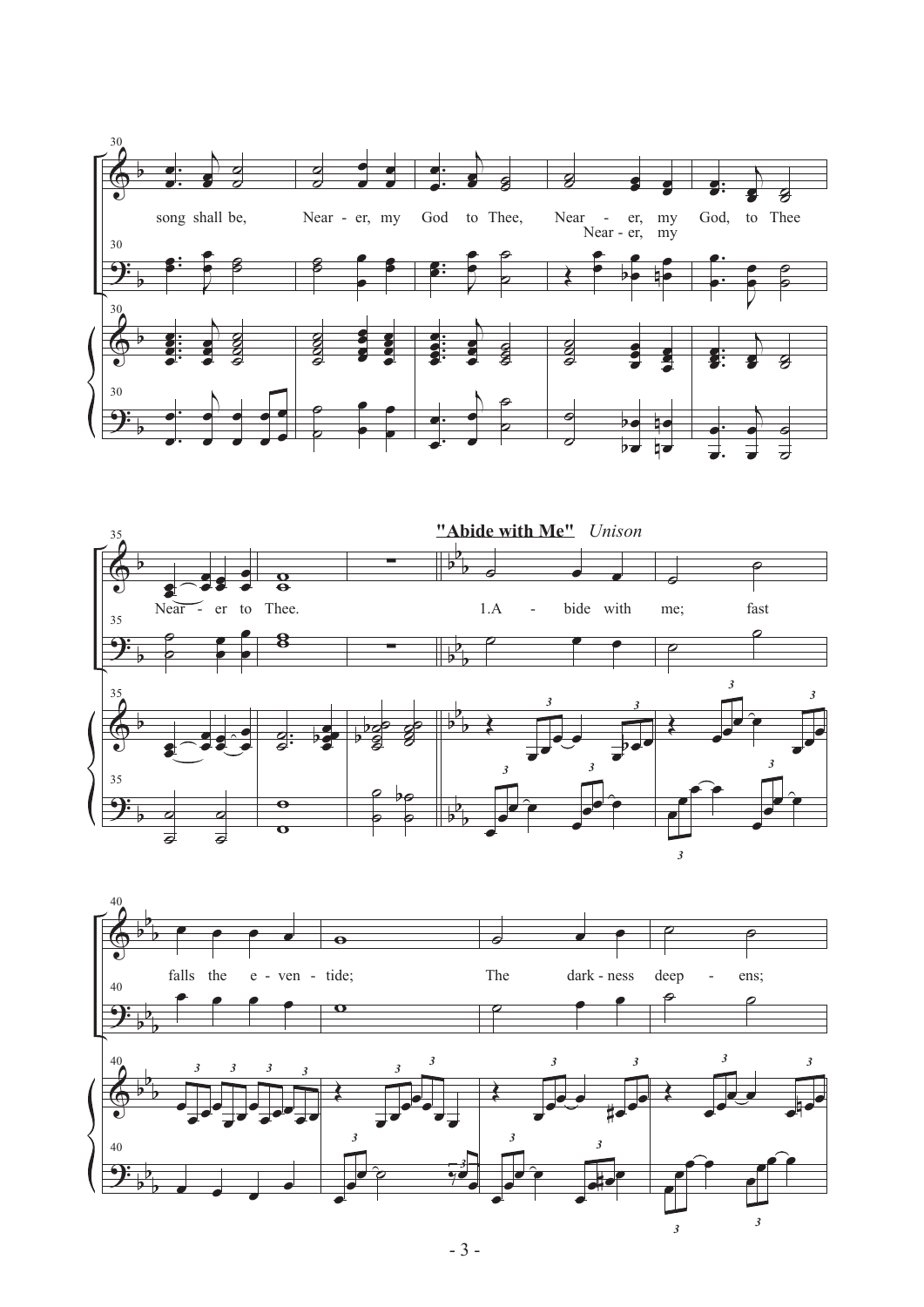song shall be, Near - er, my God to Thee, Near - er, my God, to Thee

Near - er, my

Near - er to Thee.

**"Abide with Me"** *Unison*

1.A - bide with me; fast

falls the e - ven - tide; The dark - ness deep - ens;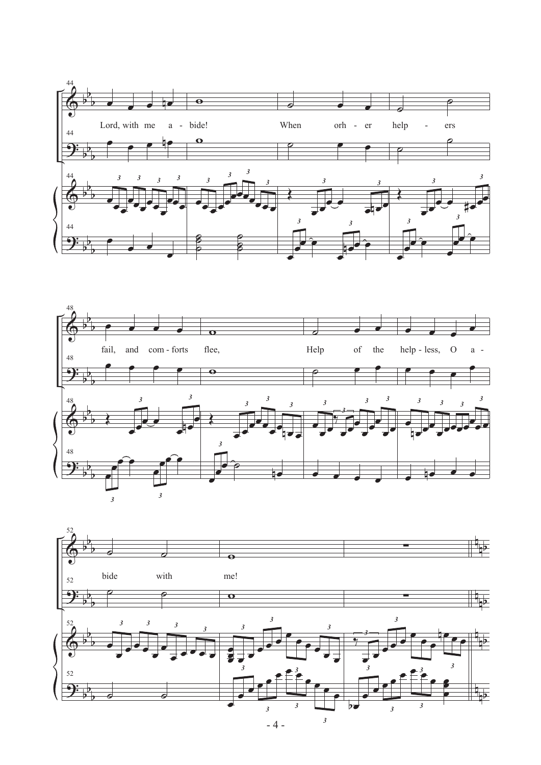Lord, with me a - bide! When orh - er help - ers

fail, and com - forts flee, Help of the help - less, O a -

bide with me!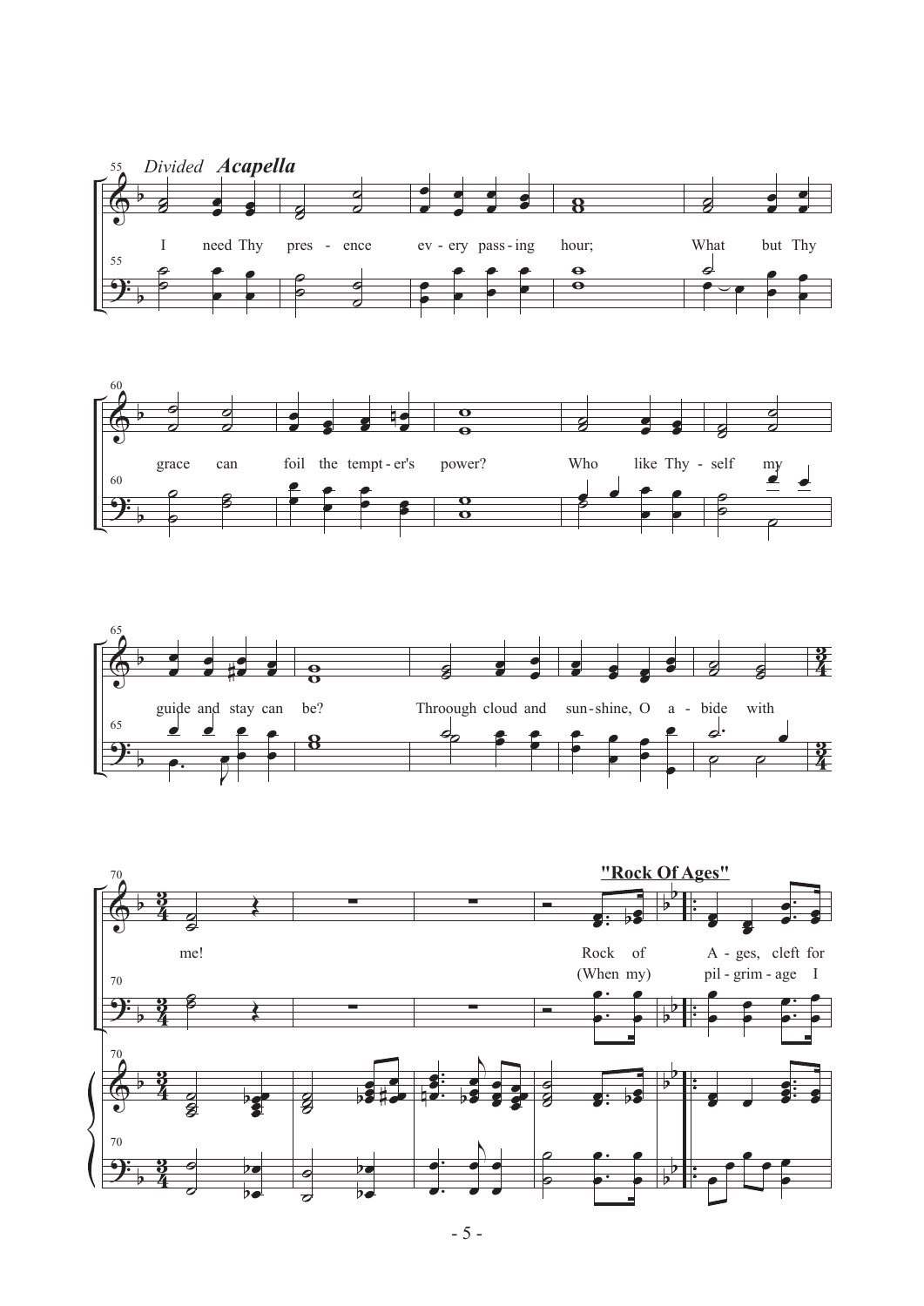*Divided* ***Acapella***

I need Thy presence every passing hour; What but Thy grace can foil the tempter's power? Who like Thyself my guide and stay can be? Throough cloud and sunshine, O abide with me!

**"Rock Of Ages"**

Rock of Ages, cleft for

(When my) pilgrimage I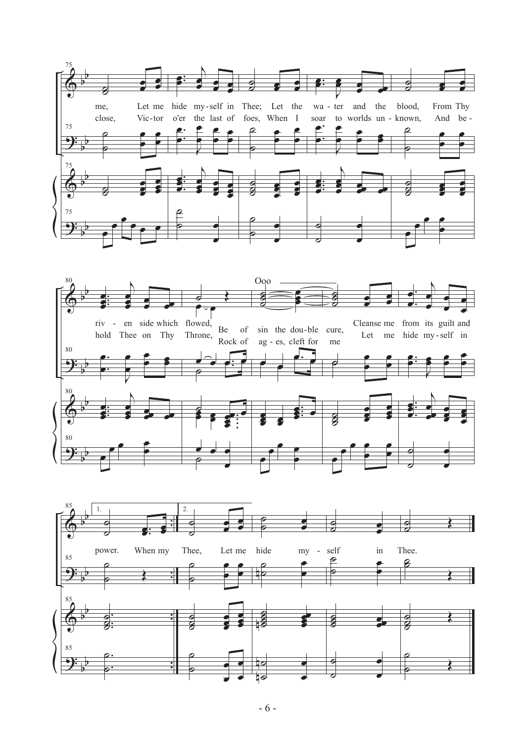75

me, Let me hide my-self in Thee; Let the wa - ter and the blood, From Thy

close, Vic-tor o'er the last of foes, When I soar to worlds un - known, And be -

80

Ooo

riv - en side which flowed, Be of sin the dou-ble cure, Cleanse me from its guilt and

hold Thee on Thy Throne, Rock of ag - es, cleft for me Let me hide my-self in

85

1. 2.

power. When my Thee, Let me hide my - self in Thee.